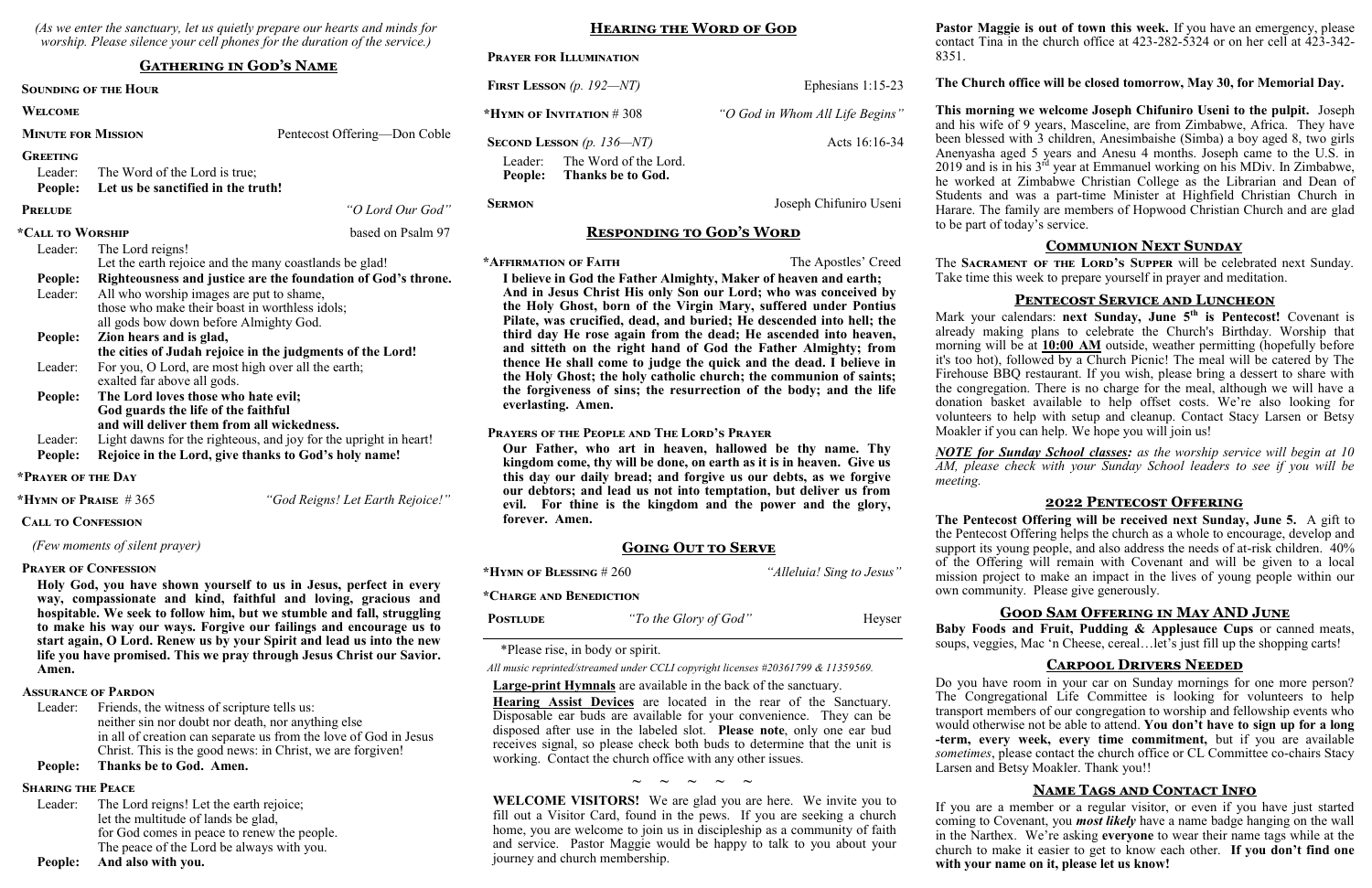*(As we enter the sanctuary, let us quietly prepare our hearts and minds for worship. Please silence your cell phones for the duration of the service.)*

## Gathering in God's Name

**Sounding of the Hour**

**Welcome**

**Minute for Mission** — Pentecost Offering—Don Coble

**Greeting**

Leader: The Word of the Lord is true;
**People: Let us be sanctified in the truth!**

**Prelude** — *"O Lord Our God"*

**\*Call to Worship** — based on Psalm 97

Leader: The Lord reigns!
Let the earth rejoice and the many coastlands be glad!
**People: Righteousness and justice are the foundation of God's throne.**
Leader: All who worship images are put to shame,
those who make their boast in worthless idols;
all gods bow down before Almighty God.
**People: Zion hears and is glad,**
**the cities of Judah rejoice in the judgments of the Lord!**
Leader: For you, O Lord, are most high over all the earth;
exalted far above all gods.
**People: The Lord loves those who hate evil;**
**God guards the life of the faithful**
**and will deliver them from all wickedness.**
Leader: Light dawns for the righteous, and joy for the upright in heart!
**People: Rejoice in the Lord, give thanks to God's holy name!**

**\*Prayer of the Day**

**\*Hymn of Praise** # 365 — *"God Reigns! Let Earth Rejoice!"*

**Call to Confession**

*(Few moments of silent prayer)*

**Prayer of Confession**

**Holy God, you have shown yourself to us in Jesus, perfect in every way, compassionate and kind, faithful and loving, gracious and hospitable. We seek to follow him, but we stumble and fall, struggling to make his way our ways. Forgive our failings and encourage us to start again, O Lord. Renew us by your Spirit and lead us into the new life you have promised. This we pray through Jesus Christ our Savior. Amen.**

**Assurance of Pardon**

Leader: Friends, the witness of scripture tells us:
neither sin nor doubt nor death, nor anything else
in all of creation can separate us from the love of God in Jesus Christ. This is the good news: in Christ, we are forgiven!
**People: Thanks be to God. Amen.**

**Sharing the Peace**

Leader: The Lord reigns! Let the earth rejoice;
let the multitude of lands be glad,
for God comes in peace to renew the people.
The peace of the Lord be always with you.
**People: And also with you.**

## Hearing the Word of God

**Prayer for Illumination**

**First Lesson** *(p. 192—NT)* — Ephesians 1:15-23

**\*Hymn of Invitation** # 308 — *"O God in Whom All Life Begins"*

**Second Lesson** *(p. 136—NT)* — Acts 16:16-34

Leader: The Word of the Lord.
**People: Thanks be to God.**

**Sermon** — Joseph Chifuniro Useni

## Responding to God's Word

**\*Affirmation of Faith** — The Apostles' Creed

**I believe in God the Father Almighty, Maker of heaven and earth; And in Jesus Christ His only Son our Lord; who was conceived by the Holy Ghost, born of the Virgin Mary, suffered under Pontius Pilate, was crucified, dead, and buried; He descended into hell; the third day He rose again from the dead; He ascended into heaven, and sitteth on the right hand of God the Father Almighty; from thence He shall come to judge the quick and the dead. I believe in the Holy Ghost; the holy catholic church; the communion of saints; the forgiveness of sins; the resurrection of the body; and the life everlasting. Amen.**

**Prayers of the People and The Lord's Prayer**

**Our Father, who art in heaven, hallowed be thy name. Thy kingdom come, thy will be done, on earth as it is in heaven. Give us this day our daily bread; and forgive us our debts, as we forgive our debtors; and lead us not into temptation, but deliver us from evil. For thine is the kingdom and the power and the glory, forever. Amen.**

## Going Out to Serve

**\*Hymn of Blessing** # 260 — *"Alleluia! Sing to Jesus"*

**\*Charge and Benediction**

**Postlude** — *"To the Glory of God"* — Heyser

\*Please rise, in body or spirit.

*All music reprinted/streamed under CCLI copyright licenses #20361799 & 11359569.*

**Large-print Hymnals** are available in the back of the sanctuary.

**Hearing Assist Devices** are located in the rear of the Sanctuary. Disposable ear buds are available for your convenience. They can be disposed after use in the labeled slot. **Please note**, only one ear bud receives signal, so please check both buds to determine that the unit is working. Contact the church office with any other issues.

~ ~ ~ ~ ~

**WELCOME VISITORS!** We are glad you are here. We invite you to fill out a Visitor Card, found in the pews. If you are seeking a church home, you are welcome to join us in discipleship as a community of faith and service. Pastor Maggie would be happy to talk to you about your journey and church membership.

**Pastor Maggie is out of town this week.** If you have an emergency, please contact Tina in the church office at 423-282-5324 or on her cell at 423-342-8351.

**The Church office will be closed tomorrow, May 30, for Memorial Day.**

**This morning we welcome Joseph Chifuniro Useni to the pulpit.** Joseph and his wife of 9 years, Masceline, are from Zimbabwe, Africa. They have been blessed with 3 children, Anesimbaishe (Simba) a boy aged 8, two girls Anenyasha aged 5 years and Anesu 4 months. Joseph came to the U.S. in 2019 and is in his 3rd year at Emmanuel working on his MDiv. In Zimbabwe, he worked at Zimbabwe Christian College as the Librarian and Dean of Students and was a part-time Minister at Highfield Christian Church in Harare. The family are members of Hopwood Christian Church and are glad to be part of today's service.

## Communion Next Sunday

The **Sacrament of the Lord's Supper** will be celebrated next Sunday. Take time this week to prepare yourself in prayer and meditation.

## Pentecost Service and Luncheon

Mark your calendars: **next Sunday, June 5th is Pentecost!** Covenant is already making plans to celebrate the Church's Birthday. Worship that morning will be at **10:00 AM** outside, weather permitting (hopefully before it's too hot), followed by a Church Picnic! The meal will be catered by The Firehouse BBQ restaurant. If you wish, please bring a dessert to share with the congregation. There is no charge for the meal, although we will have a donation basket available to help offset costs. We're also looking for volunteers to help with setup and cleanup. Contact Stacy Larsen or Betsy Moakler if you can help. We hope you will join us!

***NOTE for Sunday School classes:*** *as the worship service will begin at 10 AM, please check with your Sunday School leaders to see if you will be meeting.*

## 2022 Pentecost Offering

**The Pentecost Offering will be received next Sunday, June 5.** A gift to the Pentecost Offering helps the church as a whole to encourage, develop and support its young people, and also address the needs of at-risk children. 40% of the Offering will remain with Covenant and will be given to a local mission project to make an impact in the lives of young people within our own community. Please give generously.

## Good Sam Offering in May AND June

**Baby Foods and Fruit, Pudding & Applesauce Cups** or canned meats, soups, veggies, Mac 'n Cheese, cereal…let's just fill up the shopping carts!

## Carpool Drivers Needed

Do you have room in your car on Sunday mornings for one more person? The Congregational Life Committee is looking for volunteers to help transport members of our congregation to worship and fellowship events who would otherwise not be able to attend. **You don't have to sign up for a long-term, every week, every time commitment,** but if you are available *sometimes*, please contact the church office or CL Committee co-chairs Stacy Larsen and Betsy Moakler. Thank you!!

## Name Tags and Contact Info

If you are a member or a regular visitor, or even if you have just started coming to Covenant, you ***most likely*** have a name badge hanging on the wall in the Narthex. We're asking **everyone** to wear their name tags while at the church to make it easier to get to know each other. **If you don't find one with your name on it, please let us know!**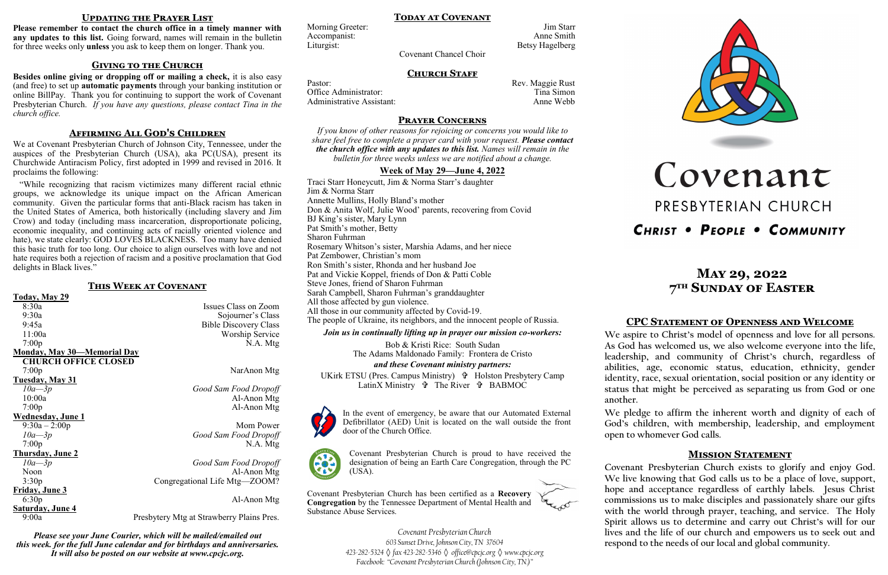## Updating the Prayer List

**Please remember to contact the church office in a timely manner with any updates to this list.** Going forward, names will remain in the bulletin for three weeks only **unless** you ask to keep them on longer. Thank you.

## Giving to the Church

**Besides online giving or dropping off or mailing a check,** it is also easy (and free) to set up **automatic payments** through your banking institution or online BillPay. Thank you for continuing to support the work of Covenant Presbyterian Church. *If you have any questions, please contact Tina in the church office.*

## Affirming All God's Children

We at Covenant Presbyterian Church of Johnson City, Tennessee, under the auspices of the Presbyterian Church (USA), aka PC(USA), present its Churchwide Antiracism Policy, first adopted in 1999 and revised in 2016. It proclaims the following:

"While recognizing that racism victimizes many different racial ethnic groups, we acknowledge its unique impact on the African American community. Given the particular forms that anti-Black racism has taken in the United States of America, both historically (including slavery and Jim Crow) and today (including mass incarceration, disproportionate policing, economic inequality, and continuing acts of racially oriented violence and hate), we state clearly: GOD LOVES BLACKNESS. Too many have denied this basic truth for too long. Our choice to align ourselves with love and not hate requires both a rejection of racism and a positive proclamation that God delights in Black lives."

## This Week at Covenant

**Today, May 29**
- 8:30a — Issues Class on Zoom
- 9:30a — Sojourner's Class
- 9:45a — Bible Discovery Class
- 11:00a — Worship Service
- 7:00p — N.A. Mtg

**Monday, May 30—Memorial Day**
- **CHURCH OFFICE CLOSED**
- 7:00p — NarAnon Mtg

**Tuesday, May 31**
- *10a—3p* — *Good Sam Food Dropoff*
- 10:00a — Al-Anon Mtg
- 7:00p — Al-Anon Mtg

**Wednesday, June 1**
- 9:30a – 2:00p — Mom Power
- *10a—3p* — *Good Sam Food Dropoff*
- 7:00p — N.A. Mtg

**Thursday, June 2**
- *10a—3p* — *Good Sam Food Dropoff*
- Noon — Al-Anon Mtg
- 3:30p — Congregational Life Mtg—ZOOM?

**Friday, June 3**
- 6:30p — Al-Anon Mtg

**Saturday, June 4**
- 9:00a — Presbytery Mtg at Strawberry Plains Pres.

***Please see your June Courier, which will be mailed/emailed out this week. for the full June calendar and for birthdays and anniversaries. It will also be posted on our website at www.cpcjc.org.***

## Today at Covenant

Morning Greeter: Jim Starr
Accompanist: Anne Smith
Liturgist: Betsy Hagelberg

Covenant Chancel Choir

## Church Staff

Pastor: Rev. Maggie Rust
Office Administrator: Tina Simon
Administrative Assistant: Anne Webb

## Prayer Concerns

*If you know of other reasons for rejoicing or concerns you would like to share feel free to complete a prayer card with your request.* ***Please contact the church office with any updates to this list.*** *Names will remain in the bulletin for three weeks unless we are notified about a change.*

**Week of May 29—June 4, 2022**

Traci Starr Honeycutt, Jim & Norma Starr's daughter
Jim & Norma Starr
Annette Mullins, Holly Bland's mother
Don & Anita Wolf, Julie Wood' parents, recovering from Covid
BJ King's sister, Mary Lynn
Pat Smith's mother, Betty
Sharon Fuhrman
Rosemary Whitson's sister, Marshia Adams, and her niece
Pat Zembower, Christian's mom
Ron Smith's sister, Rhonda and her husband Joe
Pat and Vickie Koppel, friends of Don & Patti Coble
Steve Jones, friend of Sharon Fuhrman
Sarah Campbell, Sharon Fuhrman's granddaughter
All those affected by gun violence.
All those in our community affected by Covid-19.
The people of Ukraine, its neighbors, and the innocent people of Russia.

***Join us in continually lifting up in prayer our mission co-workers:***

Bob & Kristi Rice: South Sudan
The Adams Maldonado Family: Frontera de Cristo

***and these Covenant ministry partners:***

UKirk ETSU (Pres. Campus Ministry) ✞ Holston Presbytery Camp
LatinX Ministry ✞ The River ✞ BABMOC

In the event of emergency, be aware that our Automated External Defibrillator (AED) Unit is located on the wall outside the front door of the Church Office.

Covenant Presbyterian Church is proud to have received the designation of being an Earth Care Congregation, through the PC (USA).

Covenant Presbyterian Church has been certified as a **Recovery Congregation** by the Tennessee Department of Mental Health and Substance Abuse Services.

*Covenant Presbyterian Church*
*603 Sunset Drive, Johnson City, TN 37604*
*423-282-5324 ◊ fax 423-282-5346 ◊ office@cpcjc.org ◊ www.cpcjc.org*
*Facebook: "Covenant Presbyterian Church (Johnson City, TN.)"*

# Covenant
## PRESBYTERIAN CHURCH

***Christ • People • Community***

## May 29, 2022
## 7th Sunday of Easter

## CPC Statement of Openness and Welcome

We aspire to Christ's model of openness and love for all persons. As God has welcomed us, we also welcome everyone into the life, leadership, and community of Christ's church, regardless of abilities, age, economic status, education, ethnicity, gender identity, race, sexual orientation, social position or any identity or status that might be perceived as separating us from God or one another.

We pledge to affirm the inherent worth and dignity of each of God's children, with membership, leadership, and employment open to whomever God calls.

## Mission Statement

Covenant Presbyterian Church exists to glorify and enjoy God. We live knowing that God calls us to be a place of love, support, hope and acceptance regardless of earthly labels. Jesus Christ commissions us to make disciples and passionately share our gifts with the world through prayer, teaching, and service. The Holy Spirit allows us to determine and carry out Christ's will for our lives and the life of our church and empowers us to seek out and respond to the needs of our local and global community.